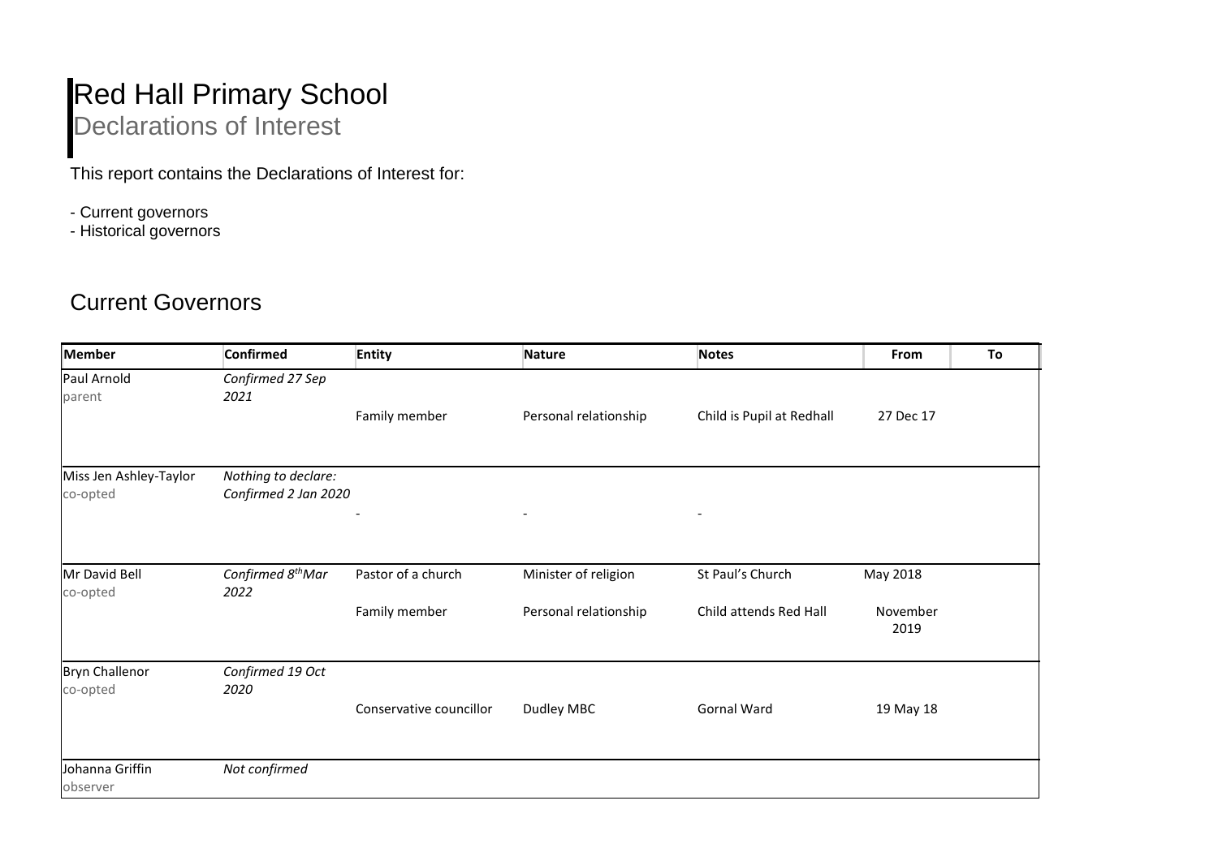# Red Hall Primary School

## Declarations of Interest

This report contains the Declarations of Interest for:

- Current governors
- Historical governors

## Current Governors

| Member | Confirmed | Entity | Nature | Notes | From | To |
|---|---|---|---|---|---|---|
| Paul Arnold<br>parent | *Confirmed 27 Sep 2021* | Family member | Personal relationship | Child is Pupil at Redhall | 27 Dec 17 | |
| Miss Jen Ashley-Taylor<br>co-opted | *Nothing to declare: Confirmed 2 Jan 2020* | - | - | - | | |
| Mr David Bell<br>co-opted | *Confirmed 8th Mar 2022* | Pastor of a church | Minister of religion | St Paul's Church | May 2018 | |
| | | Family member | Personal relationship | Child attends Red Hall | November 2019 | |
| Bryn Challenor<br>co-opted | *Confirmed 19 Oct 2020* | Conservative councillor | Dudley MBC | Gornal Ward | 19 May 18 | |
| Johanna Griffin<br>observer | *Not confirmed* | | | | | |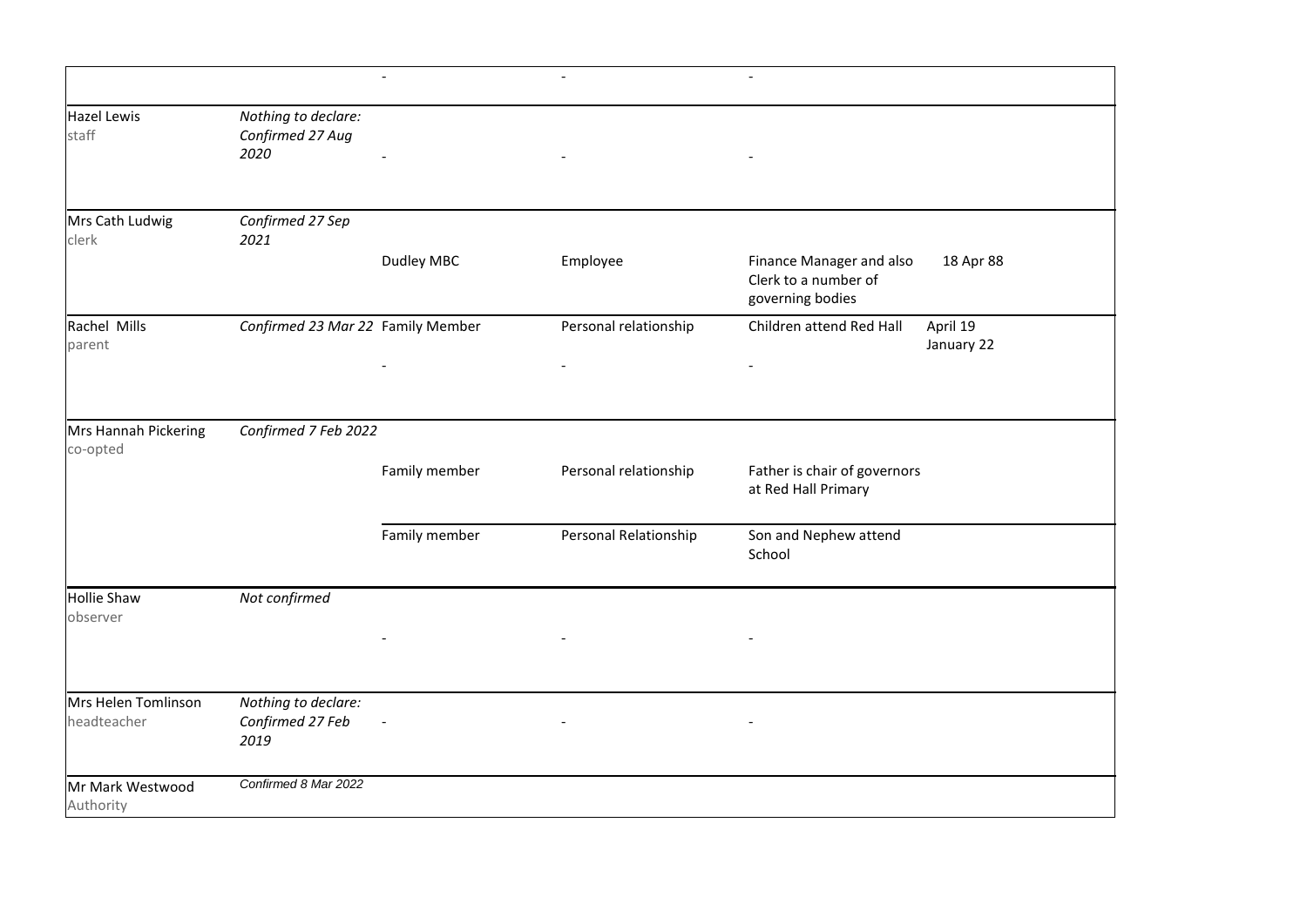| | | | | | |
|---|---|---|---|---|---|
| | | - | - | - | |
| Hazel Lewis<br>staff | *Nothing to declare: Confirmed 27 Aug 2020* | - | - | - | |
| Mrs Cath Ludwig<br>clerk | *Confirmed 27 Sep 2021* | | | | |
| | | Dudley MBC | Employee | Finance Manager and also Clerk to a number of governing bodies | 18 Apr 88 |
| Rachel Mills<br>parent | *Confirmed 23 Mar 22* | Family Member | Personal relationship | Children attend Red Hall | April 19<br>January 22 |
| | | - | - | - | |
| Mrs Hannah Pickering<br>co-opted | *Confirmed 7 Feb 2022* | | | | |
| | | Family member | Personal relationship | Father is chair of governors at Red Hall Primary | |
| | | Family member | Personal Relationship | Son and Nephew attend School | |
| Hollie Shaw<br>observer | *Not confirmed* | | | | |
| | | - | - | - | |
| Mrs Helen Tomlinson<br>headteacher | *Nothing to declare: Confirmed 27 Feb 2019* | - | - | - | |
| Mr Mark Westwood<br>Authority | *Confirmed 8 Mar 2022* | | | | |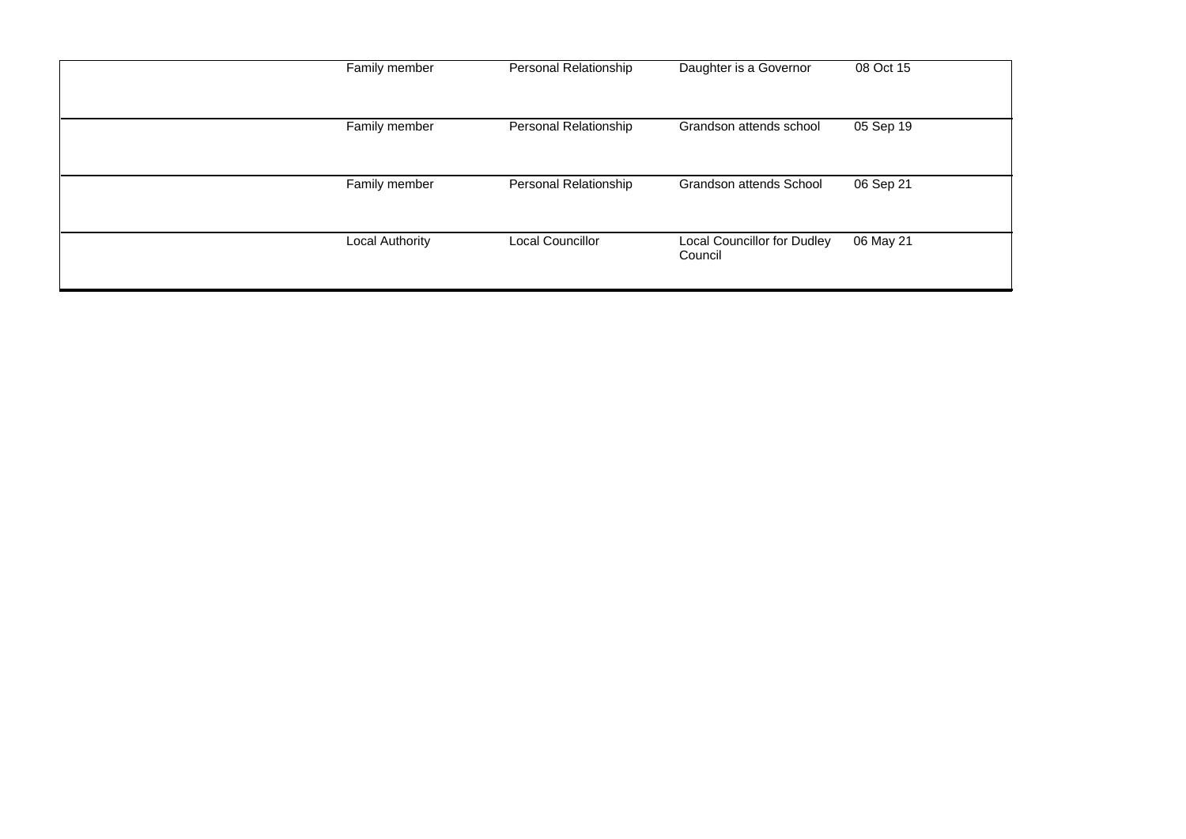| | | | | |
|---|---|---|---|---|
| | Family member | Personal Relationship | Daughter is a Governor | 08 Oct 15 |
| | Family member | Personal Relationship | Grandson attends school | 05 Sep 19 |
| | Family member | Personal Relationship | Grandson attends School | 06 Sep 21 |
| | Local Authority | Local Councillor | Local Councillor for Dudley Council | 06 May 21 |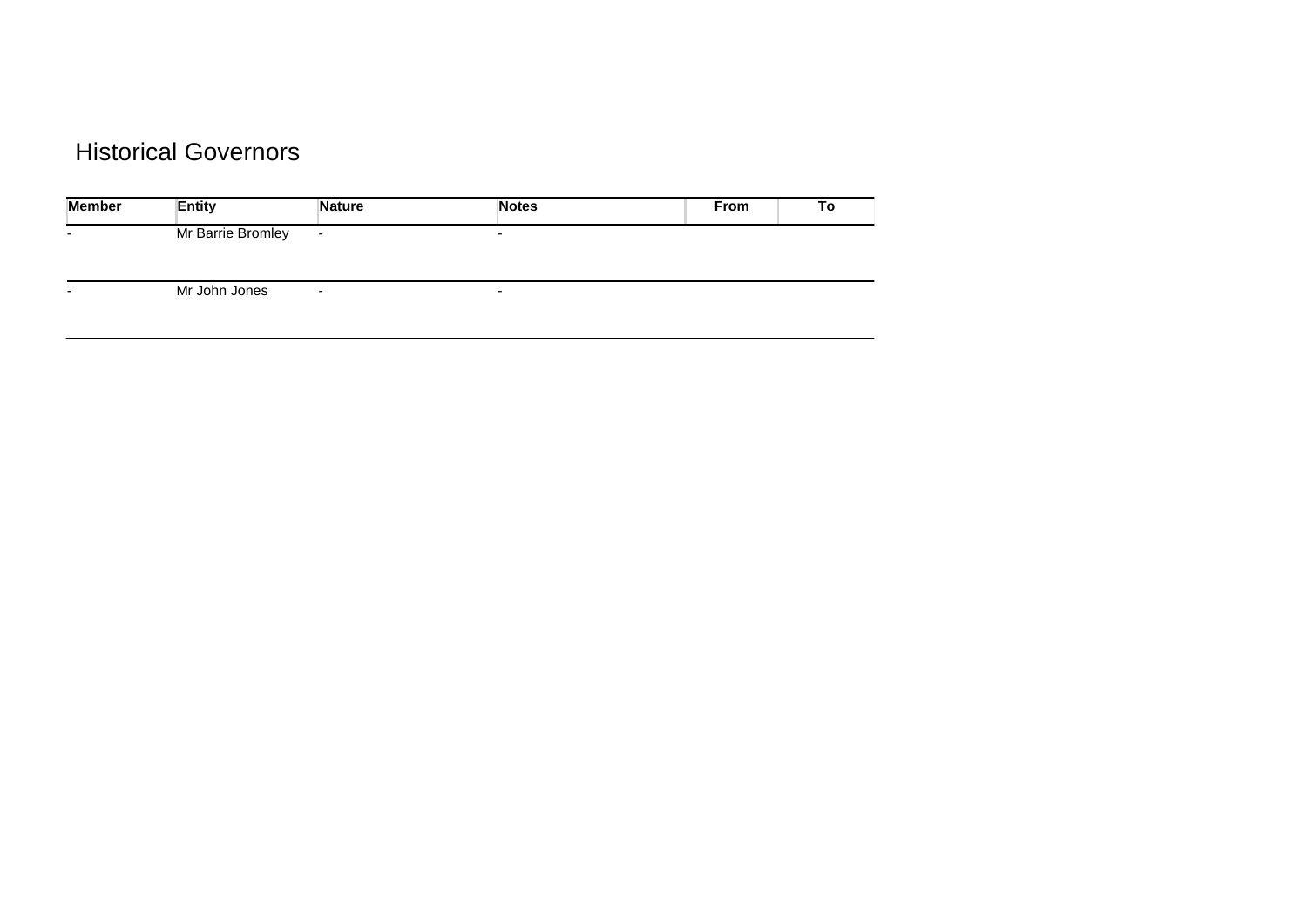# Historical Governors

| Member | Entity | Nature | Notes | From | To |
|---|---|---|---|---|---|
| - | Mr Barrie Bromley | - | - | | |
| - | Mr John Jones | - | - | | |